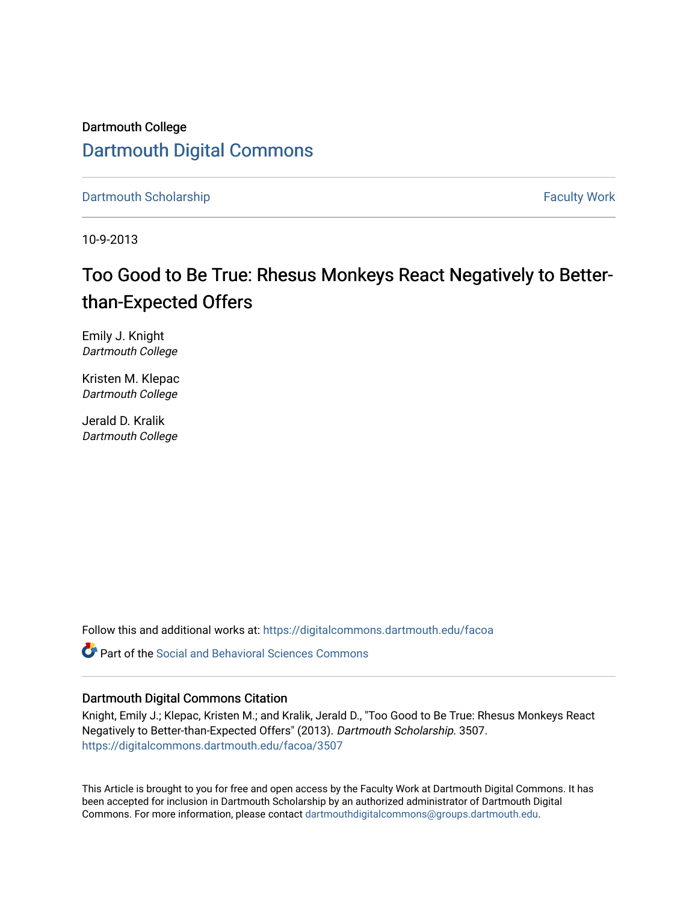Dartmouth College

# Dartmouth Digital Commons

Dartmouth Scholarship | Faculty Work

10-9-2013

# Too Good to Be True: Rhesus Monkeys React Negatively to Better-than-Expected Offers

Emily J. Knight
*Dartmouth College*

Kristen M. Klepac
*Dartmouth College*

Jerald D. Kralik
*Dartmouth College*

Follow this and additional works at: https://digitalcommons.dartmouth.edu/facoa

Part of the Social and Behavioral Sciences Commons

## Dartmouth Digital Commons Citation

Knight, Emily J.; Klepac, Kristen M.; and Kralik, Jerald D., "Too Good to Be True: Rhesus Monkeys React Negatively to Better-than-Expected Offers" (2013). *Dartmouth Scholarship*. 3507.
https://digitalcommons.dartmouth.edu/facoa/3507

This Article is brought to you for free and open access by the Faculty Work at Dartmouth Digital Commons. It has been accepted for inclusion in Dartmouth Scholarship by an authorized administrator of Dartmouth Digital Commons. For more information, please contact dartmouthdigitalcommons@groups.dartmouth.edu.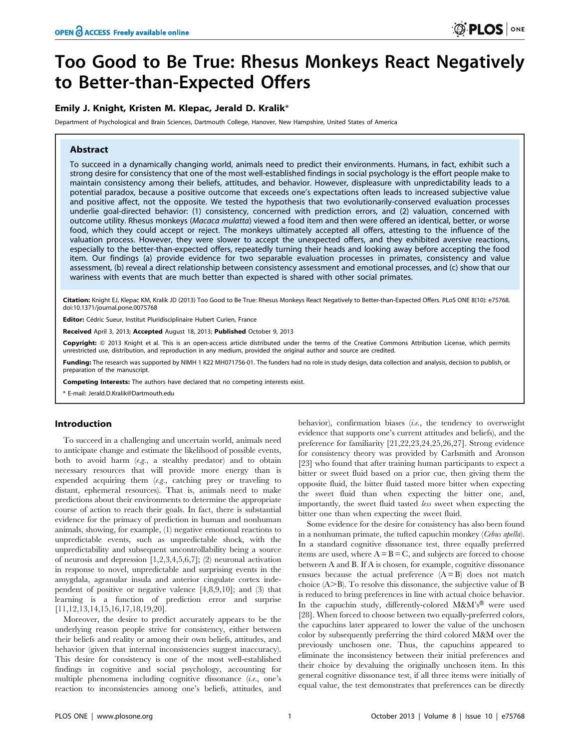# Too Good to Be True: Rhesus Monkeys React Negatively to Better-than-Expected Offers

**Emily J. Knight, Kristen M. Klepac, Jerald D. Kralik***

Department of Psychological and Brain Sciences, Dartmouth College, Hanover, New Hampshire, United States of America

## Abstract

To succeed in a dynamically changing world, animals need to predict their environments. Humans, in fact, exhibit such a strong desire for consistency that one of the most well-established findings in social psychology is the effort people make to maintain consistency among their beliefs, attitudes, and behavior. However, displeasure with unpredictability leads to a potential paradox, because a positive outcome that exceeds one's expectations often leads to increased subjective value and positive affect, not the opposite. We tested the hypothesis that two evolutionarily-conserved evaluation processes underlie goal-directed behavior: (1) consistency, concerned with prediction errors, and (2) valuation, concerned with outcome utility. Rhesus monkeys (*Macaca mulatta*) viewed a food item and then were offered an identical, better, or worse food, which they could accept or reject. The monkeys ultimately accepted all offers, attesting to the influence of the valuation process. However, they were slower to accept the unexpected offers, and they exhibited aversive reactions, especially to the better-than-expected offers, repeatedly turning their heads and looking away before accepting the food item. Our findings (a) provide evidence for two separable evaluation processes in primates, consistency and value assessment, (b) reveal a direct relationship between consistency assessment and emotional processes, and (c) show that our wariness with events that are much better than expected is shared with other social primates.

**Citation:** Knight EJ, Klepac KM, Kralik JD (2013) Too Good to Be True: Rhesus Monkeys React Negatively to Better-than-Expected Offers. PLoS ONE 8(10): e75768. doi:10.1371/journal.pone.0075768

**Editor:** Cédric Sueur, Institut Pluridisciplinaire Hubert Curien, France

**Received** April 3, 2013; **Accepted** August 18, 2013; **Published** October 9, 2013

**Copyright:** © 2013 Knight et al. This is an open-access article distributed under the terms of the Creative Commons Attribution License, which permits unrestricted use, distribution, and reproduction in any medium, provided the original author and source are credited.

**Funding:** The research was supported by NIMH 1 K22 MH071756-01. The funders had no role in study design, data collection and analysis, decision to publish, or preparation of the manuscript.

**Competing Interests:** The authors have declared that no competing interests exist.

\* E-mail: Jerald.D.Kralik@Dartmouth.edu

## Introduction

To succeed in a challenging and uncertain world, animals need to anticipate change and estimate the likelihood of possible events, both to avoid harm (*e.g.*, a stealthy predator) and to obtain necessary resources that will provide more energy than is expended acquiring them (*e.g.*, catching prey or traveling to distant, ephemeral resources). That is, animals need to make predictions about their environments to determine the appropriate course of action to reach their goals. In fact, there is substantial evidence for the primacy of prediction in human and nonhuman animals, showing, for example, (1) negative emotional reactions to unpredictable events, such as unpredictable shock, with the unpredictability and subsequent uncontrollability being a source of neurosis and depression [1,2,3,4,5,6,7]; (2) neuronal activation in response to novel, unpredictable and surprising events in the amygdala, agranular insula and anterior cingulate cortex independent of positive or negative valence [4,8,9,10]; and (3) that learning is a function of prediction error and surprise [11,12,13,14,15,16,17,18,19,20].

Moreover, the desire to predict accurately appears to be the underlying reason people strive for consistency, either between their beliefs and reality or among their own beliefs, attitudes, and behavior (given that internal inconsistencies suggest inaccuracy). This desire for consistency is one of the most well-established findings in cognitive and social psychology, accounting for multiple phenomena including cognitive dissonance (*i.e.*, one's reaction to inconsistencies among one's beliefs, attitudes, and behavior), confirmation biases (*i.e.*, the tendency to overweight evidence that supports one's current attitudes and beliefs), and the preference for familiarity [21,22,23,24,25,26,27]. Strong evidence for consistency theory was provided by Carlsmith and Aronson [23] who found that after training human participants to expect a bitter or sweet fluid based on a prior cue, then giving them the opposite fluid, the bitter fluid tasted more bitter when expecting the sweet fluid than when expecting the bitter one, and, importantly, the sweet fluid tasted *less* sweet when expecting the bitter one than when expecting the sweet fluid.

Some evidence for the desire for consistency has also been found in a nonhuman primate, the tufted capuchin monkey (*Cebus apella*). In a standard cognitive dissonance test, three equally preferred items are used, where A = B = C, and subjects are forced to choose between A and B. If A is chosen, for example, cognitive dissonance ensues because the actual preference (A = B) does not match choice (A>B). To resolve this dissonance, the subjective value of B is reduced to bring preferences in line with actual choice behavior. In the capuchin study, differently-colored M&M's® were used [28]. When forced to choose between two equally-preferred colors, the capuchins later appeared to lower the value of the unchosen color by subsequently preferring the third colored M&M over the previously unchosen one. Thus, the capuchins appeared to eliminate the inconsistency between their initial preferences and their choice by devaluing the originally unchosen item. In this general cognitive dissonance test, if all three items were initially of equal value, the test demonstrates that preferences can be directly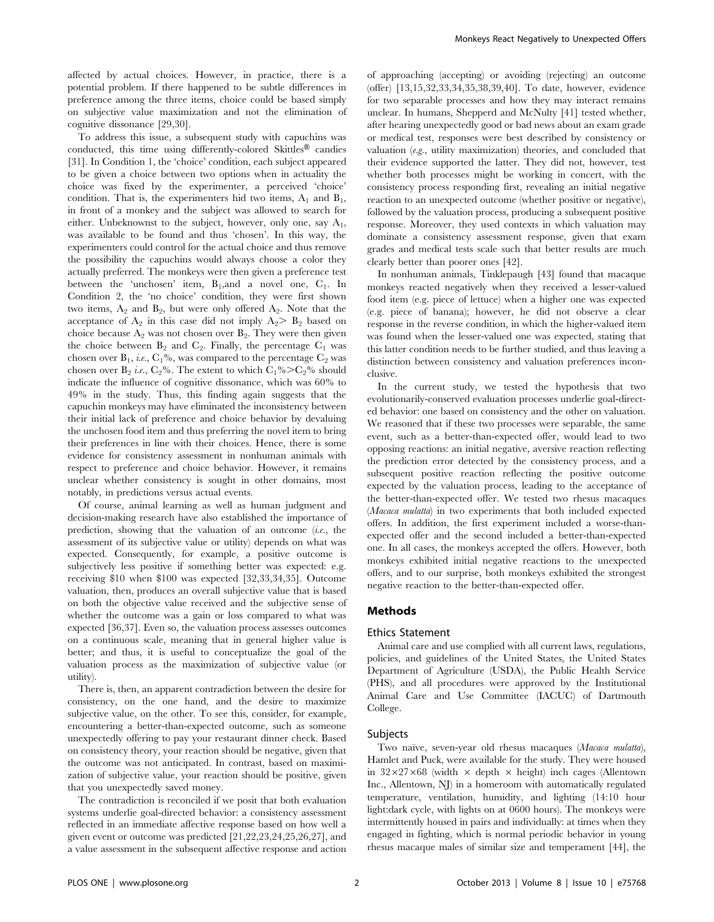affected by actual choices. However, in practice, there is a potential problem. If there happened to be subtle differences in preference among the three items, choice could be based simply on subjective value maximization and not the elimination of cognitive dissonance [29,30].

To address this issue, a subsequent study with capuchins was conducted, this time using differently-colored Skittles® candies [31]. In Condition 1, the 'choice' condition, each subject appeared to be given a choice between two options when in actuality the choice was fixed by the experimenter, a perceived 'choice' condition. That is, the experimenters hid two items, $A_1$ and $B_1$, in front of a monkey and the subject was allowed to search for either. Unbeknownst to the subject, however, only one, say $A_1$, was available to be found and thus 'chosen'. In this way, the experimenters could control for the actual choice and thus remove the possibility the capuchins would always choose a color they actually preferred. The monkeys were then given a preference test between the 'unchosen' item, $B_1$, and a novel one, $C_1$. In Condition 2, the 'no choice' condition, they were first shown two items, $A_2$ and $B_2$, but were only offered $A_2$. Note that the acceptance of $A_2$ in this case did not imply $A_2 > B_2$ based on choice because $A_2$ was not chosen over $B_2$. They were then given the choice between $B_2$ and $C_2$. Finally, the percentage $C_1$ was chosen over $B_1$, *i.e.*, $C_1\%$, was compared to the percentage $C_2$ was chosen over $B_2$ *i.e.*, $C_2\%$. The extent to which $C_1\% > C_2\%$ should indicate the influence of cognitive dissonance, which was 60% to 49% in the study. Thus, this finding again suggests that the capuchin monkeys may have eliminated the inconsistency between their initial lack of preference and choice behavior by devaluing the unchosen food item and thus preferring the novel item to bring their preferences in line with their choices. Hence, there is some evidence for consistency assessment in nonhuman animals with respect to preference and choice behavior. However, it remains unclear whether consistency is sought in other domains, most notably, in predictions versus actual events.

Of course, animal learning as well as human judgment and decision-making research have also established the importance of prediction, showing that the valuation of an outcome (*i.e.*, the assessment of its subjective value or utility) depends on what was expected. Consequently, for example, a positive outcome is subjectively less positive if something better was expected: e.g. receiving \$10 when \$100 was expected [32,33,34,35]. Outcome valuation, then, produces an overall subjective value that is based on both the objective value received and the subjective sense of whether the outcome was a gain or loss compared to what was expected [36,37]. Even so, the valuation process assesses outcomes on a continuous scale, meaning that in general higher value is better; and thus, it is useful to conceptualize the goal of the valuation process as the maximization of subjective value (or utility).

There is, then, an apparent contradiction between the desire for consistency, on the one hand, and the desire to maximize subjective value, on the other. To see this, consider, for example, encountering a better-than-expected outcome, such as someone unexpectedly offering to pay your restaurant dinner check. Based on consistency theory, your reaction should be negative, given that the outcome was not anticipated. In contrast, based on maximization of subjective value, your reaction should be positive, given that you unexpectedly saved money.

The contradiction is reconciled if we posit that both evaluation systems underlie goal-directed behavior: a consistency assessment reflected in an immediate affective response based on how well a given event or outcome was predicted [21,22,23,24,25,26,27], and a value assessment in the subsequent affective response and action of approaching (accepting) or avoiding (rejecting) an outcome (offer) [13,15,32,33,34,35,38,39,40]. To date, however, evidence for two separable processes and how they may interact remains unclear. In humans, Shepperd and McNulty [41] tested whether, after hearing unexpectedly good or bad news about an exam grade or medical test, responses were best described by consistency or valuation (*e.g.*, utility maximization) theories, and concluded that their evidence supported the latter. They did not, however, test whether both processes might be working in concert, with the consistency process responding first, revealing an initial negative reaction to an unexpected outcome (whether positive or negative), followed by the valuation process, producing a subsequent positive response. Moreover, they used contexts in which valuation may dominate a consistency assessment response, given that exam grades and medical tests scale such that better results are much clearly better than poorer ones [42].

In nonhuman animals, Tinklepaugh [43] found that macaque monkeys reacted negatively when they received a lesser-valued food item (e.g. piece of lettuce) when a higher one was expected (e.g. piece of banana); however, he did not observe a clear response in the reverse condition, in which the higher-valued item was found when the lesser-valued one was expected, stating that this latter condition needs to be further studied, and thus leaving a distinction between consistency and valuation preferences inconclusive.

In the current study, we tested the hypothesis that two evolutionarily-conserved evaluation processes underlie goal-directed behavior: one based on consistency and the other on valuation. We reasoned that if these two processes were separable, the same event, such as a better-than-expected offer, would lead to two opposing reactions: an initial negative, aversive reaction reflecting the prediction error detected by the consistency process, and a subsequent positive reaction reflecting the positive outcome expected by the valuation process, leading to the acceptance of the better-than-expected offer. We tested two rhesus macaques (*Macaca mulatta*) in two experiments that both included expected offers. In addition, the first experiment included a worse-than-expected offer and the second included a better-than-expected one. In all cases, the monkeys accepted the offers. However, both monkeys exhibited initial negative reactions to the unexpected offers, and to our surprise, both monkeys exhibited the strongest negative reaction to the better-than-expected offer.

## Methods

### Ethics Statement

Animal care and use complied with all current laws, regulations, policies, and guidelines of the United States, the United States Department of Agriculture (USDA), the Public Health Service (PHS), and all procedures were approved by the Institutional Animal Care and Use Committee (IACUC) of Dartmouth College.

### Subjects

Two naïve, seven-year old rhesus macaques (*Macaca mulatta*), Hamlet and Puck, were available for the study. They were housed in $32 \times 27 \times 68$ (width $\times$ depth $\times$ height) inch cages (Allentown Inc., Allentown, NJ) in a homeroom with automatically regulated temperature, ventilation, humidity, and lighting (14:10 hour light:dark cycle, with lights on at 0600 hours). The monkeys were intermittently housed in pairs and individually: at times when they engaged in fighting, which is normal periodic behavior in young rhesus macaque males of similar size and temperament [44], the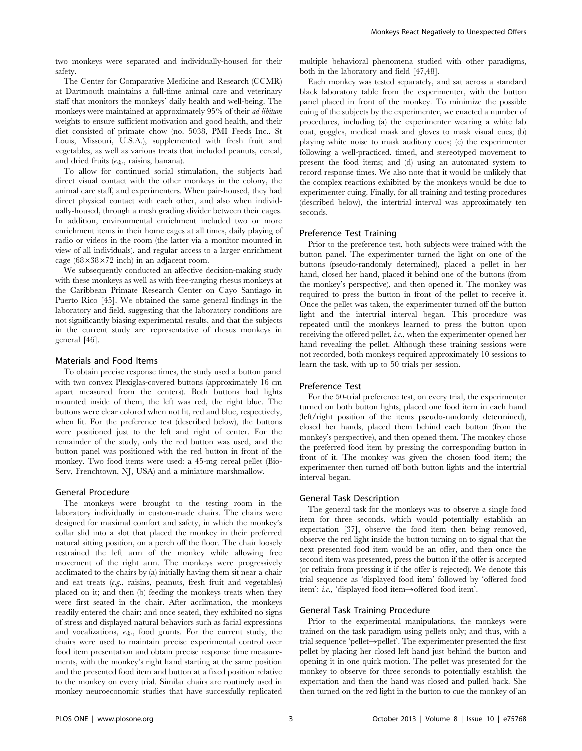two monkeys were separated and individually-housed for their safety.

The Center for Comparative Medicine and Research (CCMR) at Dartmouth maintains a full-time animal care and veterinary staff that monitors the monkeys' daily health and well-being. The monkeys were maintained at approximately 95% of their *ad libitum* weights to ensure sufficient motivation and good health, and their diet consisted of primate chow (no. 5038, PMI Feeds Inc., St Louis, Missouri, U.S.A.), supplemented with fresh fruit and vegetables, as well as various treats that included peanuts, cereal, and dried fruits (*e.g.*, raisins, banana).

To allow for continued social stimulation, the subjects had direct visual contact with the other monkeys in the colony, the animal care staff, and experimenters. When pair-housed, they had direct physical contact with each other, and also when individually-housed, through a mesh grading divider between their cages. In addition, environmental enrichment included two or more enrichment items in their home cages at all times, daily playing of radio or videos in the room (the latter via a monitor mounted in view of all individuals), and regular access to a larger enrichment cage (68×38×72 inch) in an adjacent room.

We subsequently conducted an affective decision-making study with these monkeys as well as with free-ranging rhesus monkeys at the Caribbean Primate Research Center on Cayo Santiago in Puerto Rico [45]. We obtained the same general findings in the laboratory and field, suggesting that the laboratory conditions are not significantly biasing experimental results, and that the subjects in the current study are representative of rhesus monkeys in general [46].

### Materials and Food Items

To obtain precise response times, the study used a button panel with two convex Plexiglas-covered buttons (approximately 16 cm apart measured from the centers). Both buttons had lights mounted inside of them, the left was red, the right blue. The buttons were clear colored when not lit, red and blue, respectively, when lit. For the preference test (described below), the buttons were positioned just to the left and right of center. For the remainder of the study, only the red button was used, and the button panel was positioned with the red button in front of the monkey. Two food items were used: a 45-mg cereal pellet (Bio-Serv, Frenchtown, NJ, USA) and a miniature marshmallow.

### General Procedure

The monkeys were brought to the testing room in the laboratory individually in custom-made chairs. The chairs were designed for maximal comfort and safety, in which the monkey's collar slid into a slot that placed the monkey in their preferred natural sitting position, on a perch off the floor. The chair loosely restrained the left arm of the monkey while allowing free movement of the right arm. The monkeys were progressively acclimated to the chairs by (a) initially having them sit near a chair and eat treats (*e.g.*, raisins, peanuts, fresh fruit and vegetables) placed on it; and then (b) feeding the monkeys treats when they were first seated in the chair. After acclimation, the monkeys readily entered the chair; and once seated, they exhibited no signs of stress and displayed natural behaviors such as facial expressions and vocalizations, *e.g.*, food grunts. For the current study, the chairs were used to maintain precise experimental control over food item presentation and obtain precise response time measurements, with the monkey's right hand starting at the same position and the presented food item and button at a fixed position relative to the monkey on every trial. Similar chairs are routinely used in monkey neuroeconomic studies that have successfully replicated multiple behavioral phenomena studied with other paradigms, both in the laboratory and field [47,48].

Each monkey was tested separately, and sat across a standard black laboratory table from the experimenter, with the button panel placed in front of the monkey. To minimize the possible cuing of the subjects by the experimenter, we enacted a number of procedures, including (a) the experimenter wearing a white lab coat, goggles, medical mask and gloves to mask visual cues; (b) playing white noise to mask auditory cues; (c) the experimenter following a well-practiced, timed, and stereotyped movement to present the food items; and (d) using an automated system to record response times. We also note that it would be unlikely that the complex reactions exhibited by the monkeys would be due to experimenter cuing. Finally, for all training and testing procedures (described below), the intertrial interval was approximately ten seconds.

### Preference Test Training

Prior to the preference test, both subjects were trained with the button panel. The experimenter turned the light on one of the buttons (pseudo-randomly determined), placed a pellet in her hand, closed her hand, placed it behind one of the buttons (from the monkey's perspective), and then opened it. The monkey was required to press the button in front of the pellet to receive it. Once the pellet was taken, the experimenter turned off the button light and the intertrial interval began. This procedure was repeated until the monkeys learned to press the button upon receiving the offered pellet, *i.e.*, when the experimenter opened her hand revealing the pellet. Although these training sessions were not recorded, both monkeys required approximately 10 sessions to learn the task, with up to 50 trials per session.

### Preference Test

For the 50-trial preference test, on every trial, the experimenter turned on both button lights, placed one food item in each hand (left/right position of the items pseudo-randomly determined), closed her hands, placed them behind each button (from the monkey's perspective), and then opened them. The monkey chose the preferred food item by pressing the corresponding button in front of it. The monkey was given the chosen food item; the experimenter then turned off both button lights and the intertrial interval began.

### General Task Description

The general task for the monkeys was to observe a single food item for three seconds, which would potentially establish an expectation [37], observe the food item then being removed, observe the red light inside the button turning on to signal that the next presented food item would be an offer, and then once the second item was presented, press the button if the offer is accepted (or refrain from pressing it if the offer is rejected). We denote this trial sequence as 'displayed food item' followed by 'offered food item': *i.e.*, 'displayed food item→offered food item'.

### General Task Training Procedure

Prior to the experimental manipulations, the monkeys were trained on the task paradigm using pellets only; and thus, with a trial sequence 'pellet→pellet'. The experimenter presented the first pellet by placing her closed left hand just behind the button and opening it in one quick motion. The pellet was presented for the monkey to observe for three seconds to potentially establish the expectation and then the hand was closed and pulled back. She then turned on the red light in the button to cue the monkey of an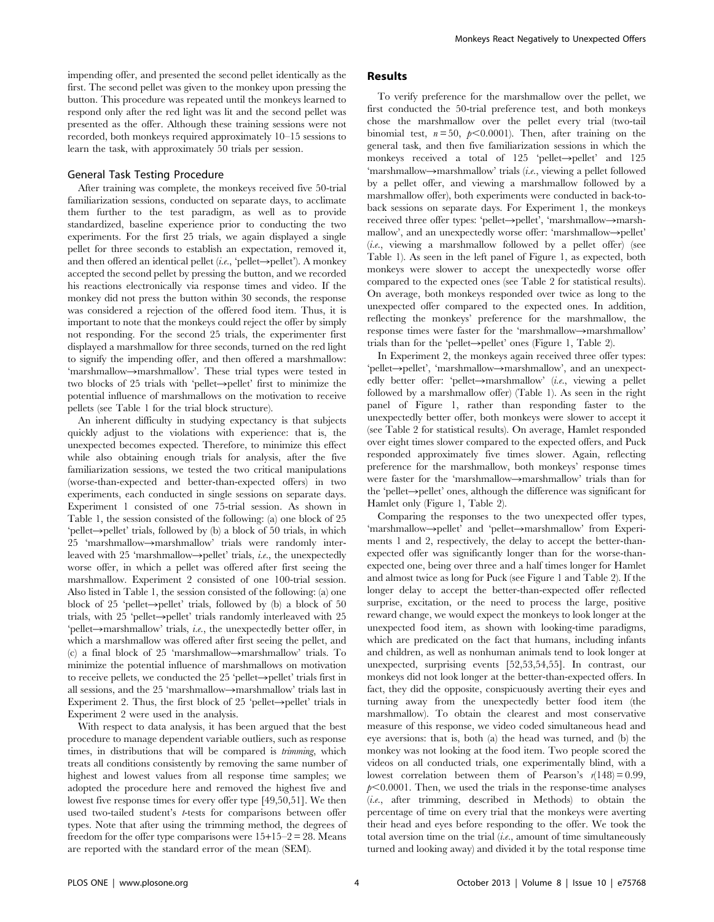impending offer, and presented the second pellet identically as the first. The second pellet was given to the monkey upon pressing the button. This procedure was repeated until the monkeys learned to respond only after the red light was lit and the second pellet was presented as the offer. Although these training sessions were not recorded, both monkeys required approximately 10–15 sessions to learn the task, with approximately 50 trials per session.

### General Task Testing Procedure

After training was complete, the monkeys received five 50-trial familiarization sessions, conducted on separate days, to acclimate them further to the test paradigm, as well as to provide standardized, baseline experience prior to conducting the two experiments. For the first 25 trials, we again displayed a single pellet for three seconds to establish an expectation, removed it, and then offered an identical pellet (*i.e.*, 'pellet→pellet'). A monkey accepted the second pellet by pressing the button, and we recorded his reactions electronically via response times and video. If the monkey did not press the button within 30 seconds, the response was considered a rejection of the offered food item. Thus, it is important to note that the monkeys could reject the offer by simply not responding. For the second 25 trials, the experimenter first displayed a marshmallow for three seconds, turned on the red light to signify the impending offer, and then offered a marshmallow: 'marshmallow→marshmallow'. These trial types were tested in two blocks of 25 trials with 'pellet→pellet' first to minimize the potential influence of marshmallows on the motivation to receive pellets (see Table 1 for the trial block structure).

An inherent difficulty in studying expectancy is that subjects quickly adjust to the violations with experience: that is, the unexpected becomes expected. Therefore, to minimize this effect while also obtaining enough trials for analysis, after the five familiarization sessions, we tested the two critical manipulations (worse-than-expected and better-than-expected offers) in two experiments, each conducted in single sessions on separate days. Experiment 1 consisted of one 75-trial session. As shown in Table 1, the session consisted of the following: (a) one block of 25 'pellet→pellet' trials, followed by (b) a block of 50 trials, in which 25 'marshmallow→marshmallow' trials were randomly interleaved with 25 'marshmallow→pellet' trials, *i.e.*, the unexpectedly worse offer, in which a pellet was offered after first seeing the marshmallow. Experiment 2 consisted of one 100-trial session. Also listed in Table 1, the session consisted of the following: (a) one block of 25 'pellet→pellet' trials, followed by (b) a block of 50 trials, with 25 'pellet→pellet' trials randomly interleaved with 25 'pellet→marshmallow' trials, *i.e.*, the unexpectedly better offer, in which a marshmallow was offered after first seeing the pellet, and (c) a final block of 25 'marshmallow→marshmallow' trials. To minimize the potential influence of marshmallows on motivation to receive pellets, we conducted the 25 'pellet→pellet' trials first in all sessions, and the 25 'marshmallow→marshmallow' trials last in Experiment 2. Thus, the first block of 25 'pellet→pellet' trials in Experiment 2 were used in the analysis.

With respect to data analysis, it has been argued that the best procedure to manage dependent variable outliers, such as response times, in distributions that will be compared is *trimming*, which treats all conditions consistently by removing the same number of highest and lowest values from all response time samples; we adopted the procedure here and removed the highest five and lowest five response times for every offer type [49,50,51]. We then used two-tailed student's *t*-tests for comparisons between offer types. Note that after using the trimming method, the degrees of freedom for the offer type comparisons were 15+15–2 = 28. Means are reported with the standard error of the mean (SEM).

## Results

To verify preference for the marshmallow over the pellet, we first conducted the 50-trial preference test, and both monkeys chose the marshmallow over the pellet every trial (two-tail binomial test, $n = 50$, $p<0.0001$). Then, after training on the general task, and then five familiarization sessions in which the monkeys received a total of 125 'pellet→pellet' and 125 'marshmallow→marshmallow' trials (*i.e.*, viewing a pellet followed by a pellet offer, and viewing a marshmallow followed by a marshmallow offer), both experiments were conducted in back-to-back sessions on separate days. For Experiment 1, the monkeys received three offer types: 'pellet→pellet', 'marshmallow→marshmallow', and an unexpectedly worse offer: 'marshmallow→pellet' (*i.e.*, viewing a marshmallow followed by a pellet offer) (see Table 1). As seen in the left panel of Figure 1, as expected, both monkeys were slower to accept the unexpectedly worse offer compared to the expected ones (see Table 2 for statistical results). On average, both monkeys responded over twice as long to the unexpected offer compared to the expected ones. In addition, reflecting the monkeys' preference for the marshmallow, the response times were faster for the 'marshmallow→marshmallow' trials than for the 'pellet→pellet' ones (Figure 1, Table 2).

In Experiment 2, the monkeys again received three offer types: 'pellet→pellet', 'marshmallow→marshmallow', and an unexpectedly better offer: 'pellet→marshmallow' (*i.e.*, viewing a pellet followed by a marshmallow offer) (Table 1). As seen in the right panel of Figure 1, rather than responding faster to the unexpectedly better offer, both monkeys were slower to accept it (see Table 2 for statistical results). On average, Hamlet responded over eight times slower compared to the expected offers, and Puck responded approximately five times slower. Again, reflecting preference for the marshmallow, both monkeys' response times were faster for the 'marshmallow→marshmallow' trials than for the 'pellet→pellet' ones, although the difference was significant for Hamlet only (Figure 1, Table 2).

Comparing the responses to the two unexpected offer types, 'marshmallow→pellet' and 'pellet→marshmallow' from Experiments 1 and 2, respectively, the delay to accept the better-than-expected offer was significantly longer than for the worse-than-expected one, being over three and a half times longer for Hamlet and almost twice as long for Puck (see Figure 1 and Table 2). If the longer delay to accept the better-than-expected offer reflected surprise, excitation, or the need to process the large, positive reward change, we would expect the monkeys to look longer at the unexpected food item, as shown with looking-time paradigms, which are predicated on the fact that humans, including infants and children, as well as nonhuman animals tend to look longer at unexpected, surprising events [52,53,54,55]. In contrast, our monkeys did not look longer at the better-than-expected offers. In fact, they did the opposite, conspicuously averting their eyes and turning away from the unexpectedly better food item (the marshmallow). To obtain the clearest and most conservative measure of this response, we video coded simultaneous head and eye aversions: that is, both (a) the head was turned, and (b) the monkey was not looking at the food item. Two people scored the videos on all conducted trials, one experimentally blind, with a lowest correlation between them of Pearson's $r(148) = 0.99$, $p<0.0001$. Then, we used the trials in the response-time analyses (*i.e.*, after trimming, described in Methods) to obtain the percentage of time on every trial that the monkeys were averting their head and eyes before responding to the offer. We took the total aversion time on the trial (*i.e.*, amount of time simultaneously turned and looking away) and divided it by the total response time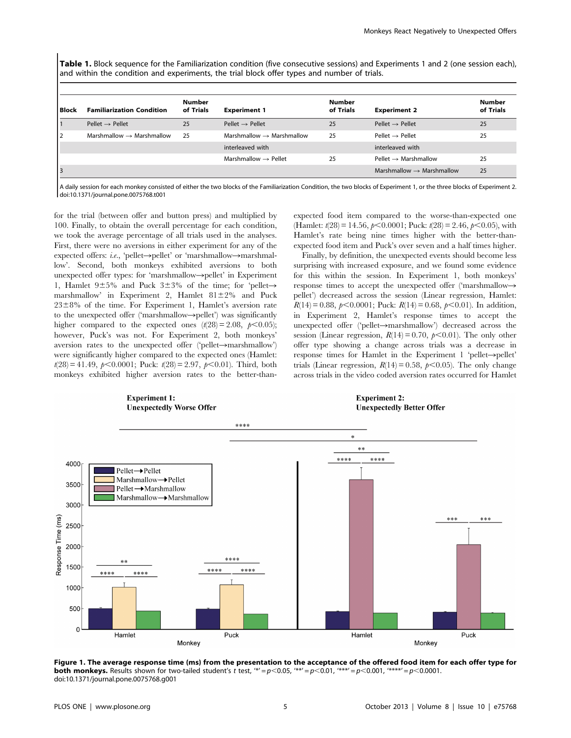**Table 1.** Block sequence for the Familiarization condition (five consecutive sessions) and Experiments 1 and 2 (one session each), and within the condition and experiments, the trial block offer types and number of trials.

| Block | Familiarization Condition | Number of Trials | Experiment 1 | Number of Trials | Experiment 2 | Number of Trials |
|---|---|---|---|---|---|---|
| 1 | Pellet → Pellet | 25 | Pellet → Pellet | 25 | Pellet → Pellet | 25 |
| 2 | Marshmallow → Marshmallow | 25 | Marshmallow → Marshmallow | 25 | Pellet → Pellet | 25 |
| | | | interleaved with | | interleaved with | |
| | | | Marshmallow → Pellet | 25 | Pellet → Marshmallow | 25 |
| 3 | | | | | Marshmallow → Marshmallow | 25 |

A daily session for each monkey consisted of either the two blocks of the Familiarization Condition, the two blocks of Experiment 1, or the three blocks of Experiment 2.
doi:10.1371/journal.pone.0075768.t001

for the trial (between offer and button press) and multiplied by 100. Finally, to obtain the overall percentage for each condition, we took the average percentage of all trials used in the analyses. First, there were no aversions in either experiment for any of the expected offers: *i.e.*, 'pellet→pellet' or 'marshmallow→marshmallow'. Second, both monkeys exhibited aversions to both unexpected offer types: for 'marshmallow→pellet' in Experiment 1, Hamlet 9±5% and Puck 3±3% of the time; for 'pellet→marshmallow' in Experiment 2, Hamlet 81±2% and Puck 23±8% of the time. For Experiment 1, Hamlet's aversion rate to the unexpected offer ('marshmallow→pellet') was significantly higher compared to the expected ones ($t(28) = 2.08$, $p<0.05$); however, Puck's was not. For Experiment 2, both monkeys' aversion rates to the unexpected offer ('pellet→marshmallow') were significantly higher compared to the expected ones (Hamlet: $t(28) = 41.49$, $p<0.0001$; Puck: $t(28) = 2.97$, $p<0.01$). Third, both monkeys exhibited higher aversion rates to the better-than-expected food item compared to the worse-than-expected one (Hamlet: $t(28) = 14.56$, $p<0.0001$; Puck: $t(28) = 2.46$, $p<0.05$), with Hamlet's rate being nine times higher with the better-than-expected food item and Puck's over seven and a half times higher.

Finally, by definition, the unexpected events should become less surprising with increased exposure, and we found some evidence for this within the session. In Experiment 1, both monkeys' response times to accept the unexpected offer ('marshmallow→pellet') decreased across the session (Linear regression, Hamlet: $R(14) = 0.88$, $p<0.0001$; Puck: $R(14) = 0.68$, $p<0.01$). In addition, in Experiment 2, Hamlet's response times to accept the unexpected offer ('pellet→marshmallow') decreased across the session (Linear regression, $R(14) = 0.70$, $p<0.01$). The only other offer type showing a change across trials was a decrease in response times for Hamlet in the Experiment 1 'pellet→pellet' trials (Linear regression, $R(14) = 0.58$, $p<0.05$). The only change across trials in the video coded aversion rates occurred for Hamlet

**Figure 1. The average response time (ms) from the presentation to the acceptance of the offered food item for each offer type for both monkeys.** Results shown for two-tailed student's *t* test, '*' = $p<0.05$, '**' = $p<0.01$, '***' = $p<0.001$, '****' = $p<0.0001$.
doi:10.1371/journal.pone.0075768.g001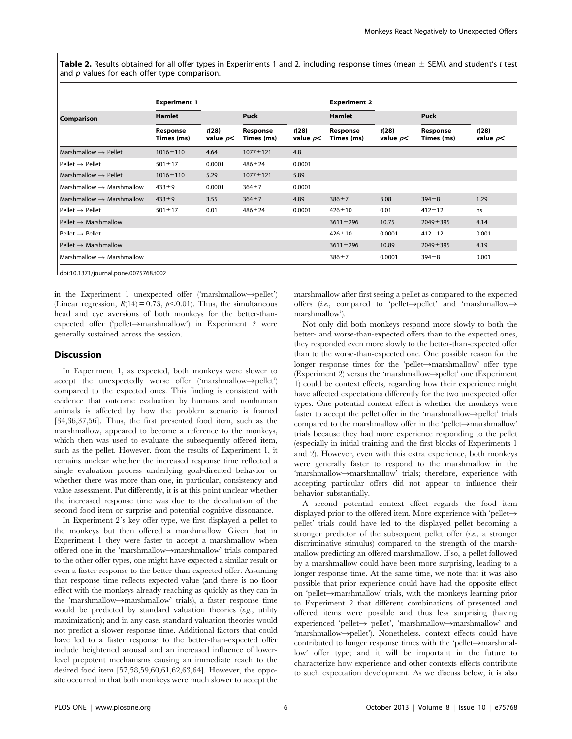**Table 2.** Results obtained for all offer types in Experiments 1 and 2, including response times (mean ± SEM), and student's *t* test and *p* values for each offer type comparison.

| Comparison | Experiment 1 | | | | Experiment 2 | | | |
|---|---|---|---|---|---|---|---|---|
| | Hamlet | | Puck | | Hamlet | | Puck | |
| | Response Times (ms) | *t*(28) value *p*< | Response Times (ms) | *t*(28) value *p*< | Response Times (ms) | *t*(28) value *p*< | Response Times (ms) | *t*(28) value *p*< |
| Marshmallow → Pellet | 1016±110 | 4.64 | 1077±121 | 4.8 | | | | |
| Pellet → Pellet | 501±17 | 0.0001 | 486±24 | 0.0001 | | | | |
| Marshmallow → Pellet | 1016±110 | 5.29 | 1077±121 | 5.89 | | | | |
| Marshmallow → Marshmallow | 433±9 | 0.0001 | 364±7 | 0.0001 | | | | |
| Marshmallow → Marshmallow | 433±9 | 3.55 | 364±7 | 4.89 | 386±7 | 3.08 | 394±8 | 1.29 |
| Pellet → Pellet | 501±17 | 0.01 | 486±24 | 0.0001 | 426±10 | 0.01 | 412±12 | ns |
| Pellet → Marshmallow | | | | | 3611±296 | 10.75 | 2049±395 | 4.14 |
| Pellet → Pellet | | | | | 426±10 | 0.0001 | 412±12 | 0.001 |
| Pellet → Marshmallow | | | | | 3611±296 | 10.89 | 2049±395 | 4.19 |
| Marshmallow → Marshmallow | | | | | 386±7 | 0.0001 | 394±8 | 0.001 |

doi:10.1371/journal.pone.0075768.t002

in the Experiment 1 unexpected offer ('marshmallow→pellet') (Linear regression, $R(14) = 0.73$, $p<0.01$). Thus, the simultaneous head and eye aversions of both monkeys for the better-than-expected offer ('pellet→marshmallow') in Experiment 2 were generally sustained across the session.

## Discussion

In Experiment 1, as expected, both monkeys were slower to accept the unexpectedly worse offer ('marshmallow→pellet') compared to the expected ones. This finding is consistent with evidence that outcome evaluation by humans and nonhuman animals is affected by how the problem scenario is framed [34,36,37,56]. Thus, the first presented food item, such as the marshmallow, appeared to become a reference to the monkeys, which then was used to evaluate the subsequently offered item, such as the pellet. However, from the results of Experiment 1, it remains unclear whether the increased response time reflected a single evaluation process underlying goal-directed behavior or whether there was more than one, in particular, consistency and value assessment. Put differently, it is at this point unclear whether the increased response time was due to the devaluation of the second food item or surprise and potential cognitive dissonance.

In Experiment 2′s key offer type, we first displayed a pellet to the monkeys but then offered a marshmallow. Given that in Experiment 1 they were faster to accept a marshmallow when offered one in the 'marshmallow→marshmallow' trials compared to the other offer types, one might have expected a similar result or even a faster response to the better-than-expected offer. Assuming that response time reflects expected value (and there is no floor effect with the monkeys already reaching as quickly as they can in the 'marshmallow→marshmallow' trials), a faster response time would be predicted by standard valuation theories (*e.g.*, utility maximization); and in any case, standard valuation theories would not predict a slower response time. Additional factors that could have led to a faster response to the better-than-expected offer include heightened arousal and an increased influence of lower-level prepotent mechanisms causing an immediate reach to the desired food item [57,58,59,60,61,62,63,64]. However, the opposite occurred in that both monkeys were much slower to accept the marshmallow after first seeing a pellet as compared to the expected offers (*i.e.*, compared to 'pellet→pellet' and 'marshmallow→marshmallow').

Not only did both monkeys respond more slowly to both the better- and worse-than-expected offers than to the expected ones, they responded even more slowly to the better-than-expected offer than to the worse-than-expected one. One possible reason for the longer response times for the 'pellet→marshmallow' offer type (Experiment 2) versus the 'marshmallow→pellet' one (Experiment 1) could be context effects, regarding how their experience might have affected expectations differently for the two unexpected offer types. One potential context effect is whether the monkeys were faster to accept the pellet offer in the 'marshmallow→pellet' trials compared to the marshmallow offer in the 'pellet→marshmallow' trials because they had more experience responding to the pellet (especially in initial training and the first blocks of Experiments 1 and 2). However, even with this extra experience, both monkeys were generally faster to respond to the marshmallow in the 'marshmallow→marshmallow' trials; therefore, experience with accepting particular offers did not appear to influence their behavior substantially.

A second potential context effect regards the food item displayed prior to the offered item. More experience with 'pellet→pellet' trials could have led to the displayed pellet becoming a stronger predictor of the subsequent pellet offer (*i.e.*, a stronger discriminative stimulus) compared to the strength of the marshmallow predicting an offered marshmallow. If so, a pellet followed by a marshmallow could have been more surprising, leading to a longer response time. At the same time, we note that it was also possible that prior experience could have had the opposite effect on 'pellet→marshmallow' trials, with the monkeys learning prior to Experiment 2 that different combinations of presented and offered items were possible and thus less surprising (having experienced 'pellet→ pellet', 'marshmallow→marshmallow' and 'marshmallow→pellet'). Nonetheless, context effects could have contributed to longer response times with the 'pellet→marshmallow' offer type; and it will be important in the future to characterize how experience and other contexts effects contribute to such expectation development. As we discuss below, it is also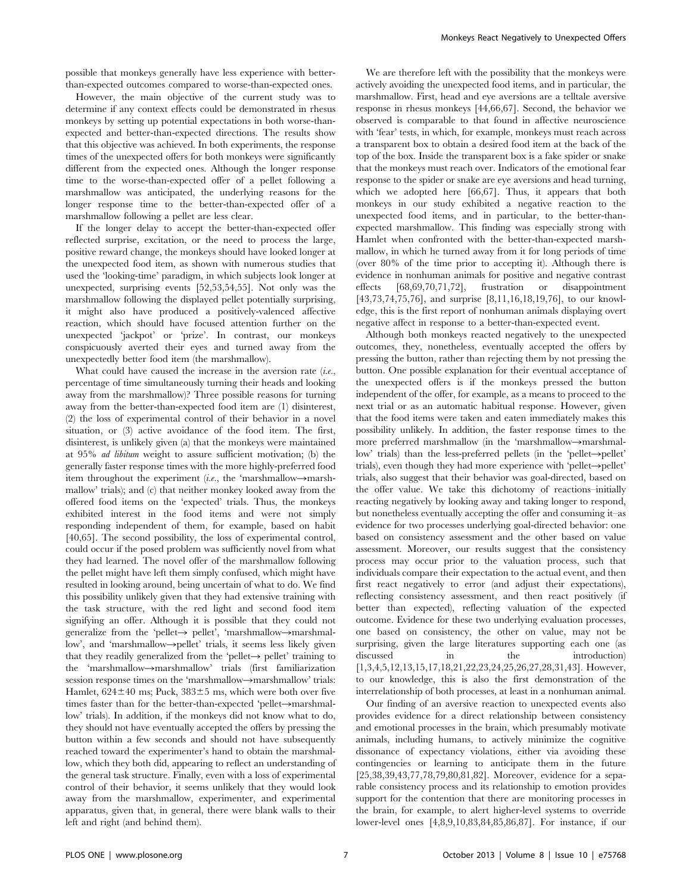possible that monkeys generally have less experience with better-than-expected outcomes compared to worse-than-expected ones.

However, the main objective of the current study was to determine if any context effects could be demonstrated in rhesus monkeys by setting up potential expectations in both worse-than-expected and better-than-expected directions. The results show that this objective was achieved. In both experiments, the response times of the unexpected offers for both monkeys were significantly different from the expected ones. Although the longer response time to the worse-than-expected offer of a pellet following a marshmallow was anticipated, the underlying reasons for the longer response time to the better-than-expected offer of a marshmallow following a pellet are less clear.

If the longer delay to accept the better-than-expected offer reflected surprise, excitation, or the need to process the large, positive reward change, the monkeys should have looked longer at the unexpected food item, as shown with numerous studies that used the 'looking-time' paradigm, in which subjects look longer at unexpected, surprising events [52,53,54,55]. Not only was the marshmallow following the displayed pellet potentially surprising, it might also have produced a positively-valenced affective reaction, which should have focused attention further on the unexpected 'jackpot' or 'prize'. In contrast, our monkeys conspicuously averted their eyes and turned away from the unexpectedly better food item (the marshmallow).

What could have caused the increase in the aversion rate (*i.e.*, percentage of time simultaneously turning their heads and looking away from the marshmallow)? Three possible reasons for turning away from the better-than-expected food item are (1) disinterest, (2) the loss of experimental control of their behavior in a novel situation, or (3) active avoidance of the food item. The first, disinterest, is unlikely given (a) that the monkeys were maintained at 95% *ad libitum* weight to assure sufficient motivation; (b) the generally faster response times with the more highly-preferred food item throughout the experiment (*i.e.*, the 'marshmallow→marshmallow' trials); and (c) that neither monkey looked away from the offered food items on the 'expected' trials. Thus, the monkeys exhibited interest in the food items and were not simply responding independent of them, for example, based on habit [40,65]. The second possibility, the loss of experimental control, could occur if the posed problem was sufficiently novel from what they had learned. The novel offer of the marshmallow following the pellet might have left them simply confused, which might have resulted in looking around, being uncertain of what to do. We find this possibility unlikely given that they had extensive training with the task structure, with the red light and second food item signifying an offer. Although it is possible that they could not generalize from the 'pellet→ pellet', 'marshmallow→marshmallow', and 'marshmallow→pellet' trials, it seems less likely given that they readily generalized from the 'pellet→ pellet' training to the 'marshmallow→marshmallow' trials (first familiarization session response times on the 'marshmallow→marshmallow' trials: Hamlet, 624±40 ms; Puck, 383±5 ms, which were both over five times faster than for the better-than-expected 'pellet→marshmallow' trials). In addition, if the monkeys did not know what to do, they should not have eventually accepted the offers by pressing the button within a few seconds and should not have subsequently reached toward the experimenter's hand to obtain the marshmallow, which they both did, appearing to reflect an understanding of the general task structure. Finally, even with a loss of experimental control of their behavior, it seems unlikely that they would look away from the marshmallow, experimenter, and experimental apparatus, given that, in general, there were blank walls to their left and right (and behind them).

We are therefore left with the possibility that the monkeys were actively avoiding the unexpected food items, and in particular, the marshmallow. First, head and eye aversions are a telltale aversive response in rhesus monkeys [44,66,67]. Second, the behavior we observed is comparable to that found in affective neuroscience with 'fear' tests, in which, for example, monkeys must reach across a transparent box to obtain a desired food item at the back of the top of the box. Inside the transparent box is a fake spider or snake that the monkeys must reach over. Indicators of the emotional fear response to the spider or snake are eye aversions and head turning, which we adopted here [66,67]. Thus, it appears that both monkeys in our study exhibited a negative reaction to the unexpected food items, and in particular, to the better-than-expected marshmallow. This finding was especially strong with Hamlet when confronted with the better-than-expected marshmallow, in which he turned away from it for long periods of time (over 80% of the time prior to accepting it). Although there is evidence in nonhuman animals for positive and negative contrast effects [68,69,70,71,72], frustration or disappointment [43,73,74,75,76], and surprise [8,11,16,18,19,76], to our knowledge, this is the first report of nonhuman animals displaying overt negative affect in response to a better-than-expected event.

Although both monkeys reacted negatively to the unexpected outcomes, they, nonetheless, eventually accepted the offers by pressing the button, rather than rejecting them by not pressing the button. One possible explanation for their eventual acceptance of the unexpected offers is if the monkeys pressed the button independent of the offer, for example, as a means to proceed to the next trial or as an automatic habitual response. However, given that the food items were taken and eaten immediately makes this possibility unlikely. In addition, the faster response times to the more preferred marshmallow (in the 'marshmallow→marshmallow' trials) than the less-preferred pellets (in the 'pellet→pellet' trials), even though they had more experience with 'pellet→pellet' trials, also suggest that their behavior was goal-directed, based on the offer value. We take this dichotomy of reactions–initially reacting negatively by looking away and taking longer to respond, but nonetheless eventually accepting the offer and consuming it–as evidence for two processes underlying goal-directed behavior: one based on consistency assessment and the other based on value assessment. Moreover, our results suggest that the consistency process may occur prior to the valuation process, such that individuals compare their expectation to the actual event, and then first react negatively to error (and adjust their expectations), reflecting consistency assessment, and then react positively (if better than expected), reflecting valuation of the expected outcome. Evidence for these two underlying evaluation processes, one based on consistency, the other on value, may not be surprising, given the large literatures supporting each one (as discussed in the introduction) [1,3,4,5,12,13,15,17,18,21,22,23,24,25,26,27,28,31,43]. However, to our knowledge, this is also the first demonstration of the interrelationship of both processes, at least in a nonhuman animal.

Our finding of an aversive reaction to unexpected events also provides evidence for a direct relationship between consistency and emotional processes in the brain, which presumably motivate animals, including humans, to actively minimize the cognitive dissonance of expectancy violations, either via avoiding these contingencies or learning to anticipate them in the future [25,38,39,43,77,78,79,80,81,82]. Moreover, evidence for a separable consistency process and its relationship to emotion provides support for the contention that there are monitoring processes in the brain, for example, to alert higher-level systems to override lower-level ones [4,8,9,10,83,84,85,86,87]. For instance, if our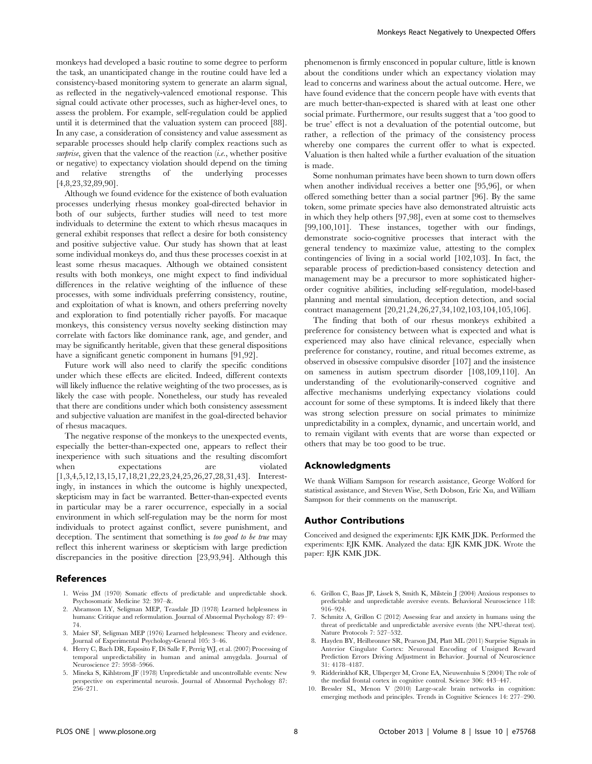monkeys had developed a basic routine to some degree to perform the task, an unanticipated change in the routine could have led a consistency-based monitoring system to generate an alarm signal, as reflected in the negatively-valenced emotional response. This signal could activate other processes, such as higher-level ones, to assess the problem. For example, self-regulation could be applied until it is determined that the valuation system can proceed [88]. In any case, a consideration of consistency and value assessment as separable processes should help clarify complex reactions such as *surprise*, given that the valence of the reaction (*i.e.*, whether positive or negative) to expectancy violation should depend on the timing and relative strengths of the underlying processes [4,8,23,32,89,90].

Although we found evidence for the existence of both evaluation processes underlying rhesus monkey goal-directed behavior in both of our subjects, further studies will need to test more individuals to determine the extent to which rhesus macaques in general exhibit responses that reflect a desire for both consistency and positive subjective value. Our study has shown that at least some individual monkeys do, and thus these processes coexist in at least some rhesus macaques. Although we obtained consistent results with both monkeys, one might expect to find individual differences in the relative weighting of the influence of these processes, with some individuals preferring consistency, routine, and exploitation of what is known, and others preferring novelty and exploration to find potentially richer payoffs. For macaque monkeys, this consistency versus novelty seeking distinction may correlate with factors like dominance rank, age, and gender, and may be significantly heritable, given that these general dispositions have a significant genetic component in humans [91,92].

Future work will also need to clarify the specific conditions under which these effects are elicited. Indeed, different contexts will likely influence the relative weighting of the two processes, as is likely the case with people. Nonetheless, our study has revealed that there are conditions under which both consistency assessment and subjective valuation are manifest in the goal-directed behavior of rhesus macaques.

The negative response of the monkeys to the unexpected events, especially the better-than-expected one, appears to reflect their inexperience with such situations and the resulting discomfort when expectations are violated [1,3,4,5,12,13,15,17,18,21,22,23,24,25,26,27,28,31,43]. Interestingly, in instances in which the outcome is highly unexpected, skepticism may in fact be warranted. Better-than-expected events in particular may be a rarer occurrence, especially in a social environment in which self-regulation may be the norm for most individuals to protect against conflict, severe punishment, and deception. The sentiment that something is *too good to be true* may reflect this inherent wariness or skepticism with large prediction discrepancies in the positive direction [23,93,94]. Although this phenomenon is firmly ensconced in popular culture, little is known about the conditions under which an expectancy violation may lead to concerns and wariness about the actual outcome. Here, we have found evidence that the concern people have with events that are much better-than-expected is shared with at least one other social primate. Furthermore, our results suggest that a 'too good to be true' effect is not a devaluation of the potential outcome, but rather, a reflection of the primacy of the consistency process whereby one compares the current offer to what is expected. Valuation is then halted while a further evaluation of the situation is made.

Some nonhuman primates have been shown to turn down offers when another individual receives a better one [95,96], or when offered something better than a social partner [96]. By the same token, some primate species have also demonstrated altruistic acts in which they help others [97,98], even at some cost to themselves [99,100,101]. These instances, together with our findings, demonstrate socio-cognitive processes that interact with the general tendency to maximize value, attesting to the complex contingencies of living in a social world [102,103]. In fact, the separable process of prediction-based consistency detection and management may be a precursor to more sophisticated higher-order cognitive abilities, including self-regulation, model-based planning and mental simulation, deception detection, and social contract management [20,21,24,26,27,34,102,103,104,105,106].

The finding that both of our rhesus monkeys exhibited a preference for consistency between what is expected and what is experienced may also have clinical relevance, especially when preference for constancy, routine, and ritual becomes extreme, as observed in obsessive compulsive disorder [107] and the insistence on sameness in autism spectrum disorder [108,109,110]. An understanding of the evolutionarily-conserved cognitive and affective mechanisms underlying expectancy violations could account for some of these symptoms. It is indeed likely that there was strong selection pressure on social primates to minimize unpredictability in a complex, dynamic, and uncertain world, and to remain vigilant with events that are worse than expected or others that may be too good to be true.

## Acknowledgments

We thank William Sampson for research assistance, George Wolford for statistical assistance, and Steven Wise, Seth Dobson, Eric Xu, and William Sampson for their comments on the manuscript.

## Author Contributions

Conceived and designed the experiments: EJK KMK JDK. Performed the experiments: EJK KMK. Analyzed the data: EJK KMK JDK. Wrote the paper: EJK KMK JDK.

## References

1. Weiss JM (1970) Somatic effects of predictable and unpredictable shock. Psychosomatic Medicine 32: 397–&.
2. Abramson LY, Seligman MEP, Teasdale JD (1978) Learned helplessness in humans: Critique and reformulation. Journal of Abnormal Psychology 87: 49–74.
3. Maier SF, Seligman MEP (1976) Learned helplessness: Theory and evidence. Journal of Experimental Psychology-General 105: 3–46.
4. Herry C, Bach DR, Esposito F, Di Salle F, Perrig WJ, et al. (2007) Processing of temporal unpredictability in human and animal amygdala. Journal of Neuroscience 27: 5958–5966.
5. Mineka S, Kihlstrom JF (1978) Unpredictable and uncontrollable events: New perspective on experimental neurosis. Journal of Abnormal Psychology 87: 256–271.
6. Grillon C, Baas JP, Lissek S, Smith K, Milstein J (2004) Anxious responses to predictable and unpredictable aversive events. Behavioral Neuroscience 118: 916–924.
7. Schmitz A, Grillon C (2012) Assessing fear and anxiety in humans using the threat of predictable and unpredictable aversive events (the NPU-threat test). Nature Protocols 7: 527–532.
8. Hayden BY, Heilbronner SR, Pearson JM, Platt ML (2011) Surprise Signals in Anterior Cingulate Cortex: Neuronal Encoding of Unsigned Reward Prediction Errors Driving Adjustment in Behavior. Journal of Neuroscience 31: 4178–4187.
9. Ridderinkhof KR, Ullsperger M, Crone EA, Nieuwenhuiss S (2004) The role of the medial frontal cortex in cognitive control. Science 306: 443–447.
10. Bressler SL, Menon V (2010) Large-scale brain networks in cognition: emerging methods and principles. Trends in Cognitive Sciences 14: 277–290.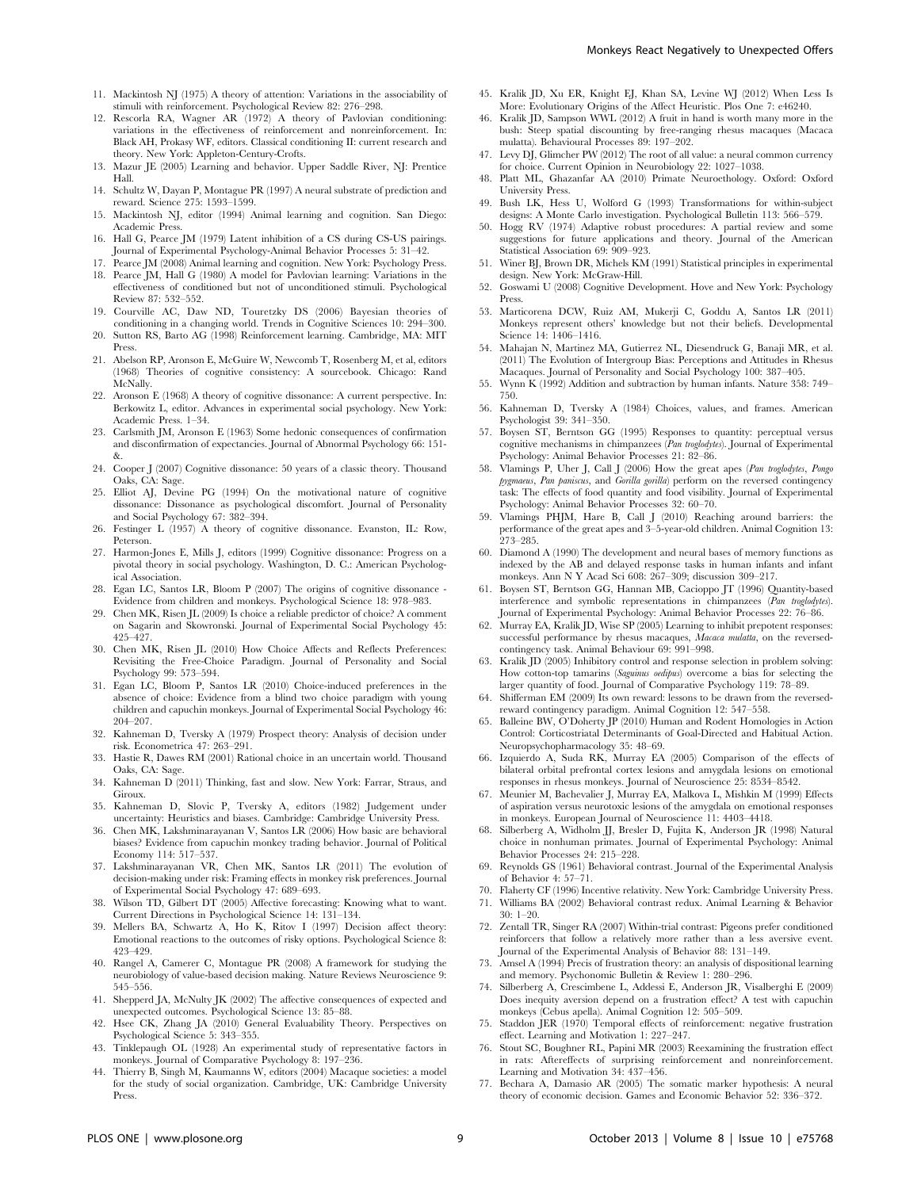11. Mackintosh NJ (1975) A theory of attention: Variations in the associability of stimuli with reinforcement. Psychological Review 82: 276–298.
12. Rescorla RA, Wagner AR (1972) A theory of Pavlovian conditioning: variations in the effectiveness of reinforcement and nonreinforcement. In: Black AH, Prokasy WF, editors. Classical conditioning II: current research and theory. New York: Appleton-Century-Crofts.
13. Mazur JE (2005) Learning and behavior. Upper Saddle River, NJ: Prentice Hall.
14. Schultz W, Dayan P, Montague PR (1997) A neural substrate of prediction and reward. Science 275: 1593–1599.
15. Mackintosh NJ, editor (1994) Animal learning and cognition. San Diego: Academic Press.
16. Hall G, Pearce JM (1979) Latent inhibition of a CS during CS-US pairings. Journal of Experimental Psychology-Animal Behavior Processes 5: 31–42.
17. Pearce JM (2008) Animal learning and cognition. New York: Psychology Press.
18. Pearce JM, Hall G (1980) A model for Pavlovian learning: Variations in the effectiveness of conditioned but not of unconditioned stimuli. Psychological Review 87: 532–552.
19. Courville AC, Daw ND, Touretzky DS (2006) Bayesian theories of conditioning in a changing world. Trends in Cognitive Sciences 10: 294–300.
20. Sutton RS, Barto AG (1998) Reinforcement learning. Cambridge, MA: MIT Press.
21. Abelson RP, Aronson E, McGuire W, Newcomb T, Rosenberg M, et al, editors (1968) Theories of cognitive consistency: A sourcebook. Chicago: Rand McNally.
22. Aronson E (1968) A theory of cognitive dissonance: A current perspective. In: Berkowitz L, editor. Advances in experimental social psychology. New York: Academic Press. 1–34.
23. Carlsmith JM, Aronson E (1963) Some hedonic consequences of confirmation and disconfirmation of expectancies. Journal of Abnormal Psychology 66: 151-&.
24. Cooper J (2007) Cognitive dissonance: 50 years of a classic theory. Thousand Oaks, CA: Sage.
25. Elliot AJ, Devine PG (1994) On the motivational nature of cognitive dissonance: Dissonance as psychological discomfort. Journal of Personality and Social Psychology 67: 382–394.
26. Festinger L (1957) A theory of cognitive dissonance. Evanston, IL: Row, Peterson.
27. Harmon-Jones E, Mills J, editors (1999) Cognitive dissonance: Progress on a pivotal theory in social psychology. Washington, D. C.: American Psychological Association.
28. Egan LC, Santos LR, Bloom P (2007) The origins of cognitive dissonance - Evidence from children and monkeys. Psychological Science 18: 978–983.
29. Chen MK, Risen JL (2009) Is choice a reliable predictor of choice? A comment on Sagarin and Skowronski. Journal of Experimental Social Psychology 45: 425–427.
30. Chen MK, Risen JL (2010) How Choice Affects and Reflects Preferences: Revisiting the Free-Choice Paradigm. Journal of Personality and Social Psychology 99: 573–594.
31. Egan LC, Bloom P, Santos LR (2010) Choice-induced preferences in the absence of choice: Evidence from a blind two choice paradigm with young children and capuchin monkeys. Journal of Experimental Social Psychology 46: 204–207.
32. Kahneman D, Tversky A (1979) Prospect theory: Analysis of decision under risk. Econometrica 47: 263–291.
33. Hastie R, Dawes RM (2001) Rational choice in an uncertain world. Thousand Oaks, CA: Sage.
34. Kahneman D (2011) Thinking, fast and slow. New York: Farrar, Straus, and Giroux.
35. Kahneman D, Slovic P, Tversky A, editors (1982) Judgement under uncertainty: Heuristics and biases. Cambridge: Cambridge University Press.
36. Chen MK, Lakshminarayanan V, Santos LR (2006) How basic are behavioral biases? Evidence from capuchin monkey trading behavior. Journal of Political Economy 114: 517–537.
37. Lakshminarayanan VR, Chen MK, Santos LR (2011) The evolution of decision-making under risk: Framing effects in monkey risk preferences. Journal of Experimental Social Psychology 47: 689–693.
38. Wilson TD, Gilbert DT (2005) Affective forecasting: Knowing what to want. Current Directions in Psychological Science 14: 131–134.
39. Mellers BA, Schwartz A, Ho K, Ritov I (1997) Decision affect theory: Emotional reactions to the outcomes of risky options. Psychological Science 8: 423–429.
40. Rangel A, Camerer C, Montague PR (2008) A framework for studying the neurobiology of value-based decision making. Nature Reviews Neuroscience 9: 545–556.
41. Shepperd JA, McNulty JK (2002) The affective consequences of expected and unexpected outcomes. Psychological Science 13: 85–88.
42. Hsee CK, Zhang JA (2010) General Evaluability Theory. Perspectives on Psychological Science 5: 343–355.
43. Tinklepaugh OL (1928) An experimental study of representative factors in monkeys. Journal of Comparative Psychology 8: 197–236.
44. Thierry B, Singh M, Kaumanns W, editors (2004) Macaque societies: a model for the study of social organization. Cambridge, UK: Cambridge University Press.
45. Kralik JD, Xu ER, Knight EJ, Khan SA, Levine WJ (2012) When Less Is More: Evolutionary Origins of the Affect Heuristic. Plos One 7: e46240.
46. Kralik JD, Sampson WWL (2012) A fruit in hand is worth many more in the bush: Steep spatial discounting by free-ranging rhesus macaques (Macaca mulatta). Behavioural Processes 89: 197–202.
47. Levy DJ, Glimcher PW (2012) The root of all value: a neural common currency for choice. Current Opinion in Neurobiology 22: 1027–1038.
48. Platt ML, Ghazanfar AA (2010) Primate Neuroethology. Oxford: Oxford University Press.
49. Bush LK, Hess U, Wolford G (1993) Transformations for within-subject designs: A Monte Carlo investigation. Psychological Bulletin 113: 566–579.
50. Hogg RV (1974) Adaptive robust procedures: A partial review and some suggestions for future applications and theory. Journal of the American Statistical Association 69: 909–923.
51. Winer BJ, Brown DR, Michels KM (1991) Statistical principles in experimental design. New York: McGraw-Hill.
52. Goswami U (2008) Cognitive Development. Hove and New York: Psychology Press.
53. Marticorena DCW, Ruiz AM, Mukerji C, Goddu A, Santos LR (2011) Monkeys represent others' knowledge but not their beliefs. Developmental Science 14: 1406–1416.
54. Mahajan N, Martinez MA, Gutierrez NL, Diesendruck G, Banaji MR, et al. (2011) The Evolution of Intergroup Bias: Perceptions and Attitudes in Rhesus Macaques. Journal of Personality and Social Psychology 100: 387–405.
55. Wynn K (1992) Addition and subtraction by human infants. Nature 358: 749–750.
56. Kahneman D, Tversky A (1984) Choices, values, and frames. American Psychologist 39: 341–350.
57. Boysen ST, Berntson GG (1995) Responses to quantity: perceptual versus cognitive mechanisms in chimpanzees (*Pan troglodytes*). Journal of Experimental Psychology: Animal Behavior Processes 21: 82–86.
58. Vlamings P, Uher J, Call J (2006) How the great apes (*Pan troglodytes*, *Pongo pygmaeus*, *Pan paniscus*, and *Gorilla gorilla*) perform on the reversed contingency task: The effects of food quantity and food visibility. Journal of Experimental Psychology: Animal Behavior Processes 32: 60–70.
59. Vlamings PHJM, Hare B, Call J (2010) Reaching around barriers: the performance of the great apes and 3–5-year-old children. Animal Cognition 13: 273–285.
60. Diamond A (1990) The development and neural bases of memory functions as indexed by the AB and delayed response tasks in human infants and infant monkeys. Ann N Y Acad Sci 608: 267–309; discussion 309–217.
61. Boysen ST, Berntson GG, Hannan MB, Cacioppo JT (1996) Quantity-based interference and symbolic representations in chimpanzees (*Pan troglodytes*). Journal of Experimental Psychology: Animal Behavior Processes 22: 76–86.
62. Murray EA, Kralik JD, Wise SP (2005) Learning to inhibit prepotent responses: successful performance by rhesus macaques, *Macaca mulatta*, on the reversed-contingency task. Animal Behaviour 69: 991–998.
63. Kralik JD (2005) Inhibitory control and response selection in problem solving: How cotton-top tamarins (*Saguinus oedipus*) overcome a bias for selecting the larger quantity of food. Journal of Comparative Psychology 119: 78–89.
64. Shifferman EM (2009) Its own reward: lessons to be drawn from the reversed-reward contingency paradigm. Animal Cognition 12: 547–558.
65. Balleine BW, O'Doherty JP (2010) Human and Rodent Homologies in Action Control: Corticostriatal Determinants of Goal-Directed and Habitual Action. Neuropsychopharmacology 35: 48–69.
66. Izquierdo A, Suda RK, Murray EA (2005) Comparison of the effects of bilateral orbital prefrontal cortex lesions and amygdala lesions on emotional responses in rhesus monkeys. Journal of Neuroscience 25: 8534–8542.
67. Meunier M, Bachevalier J, Murray EA, Malkova L, Mishkin M (1999) Effects of aspiration versus neurotoxic lesions of the amygdala on emotional responses in monkeys. European Journal of Neuroscience 11: 4403–4418.
68. Silberberg A, Widholm JJ, Bresler D, Fujita K, Anderson JR (1998) Natural choice in nonhuman primates. Journal of Experimental Psychology: Animal Behavior Processes 24: 215–228.
69. Reynolds GS (1961) Behavioral contrast. Journal of the Experimental Analysis of Behavior 4: 57–71.
70. Flaherty CF (1996) Incentive relativity. New York: Cambridge University Press.
71. Williams BA (2002) Behavioral contrast redux. Animal Learning & Behavior 30: 1–20.
72. Zentall TR, Singer RA (2007) Within-trial contrast: Pigeons prefer conditioned reinforcers that follow a relatively more rather than a less aversive event. Journal of the Experimental Analysis of Behavior 88: 131–149.
73. Amsel A (1994) Precis of frustration theory: an analysis of dispositional learning and memory. Psychonomic Bulletin & Review 1: 280–296.
74. Silberberg A, Crescimbene L, Addessi E, Anderson JR, Visalberghi E (2009) Does inequity aversion depend on a frustration effect? A test with capuchin monkeys (Cebus apella). Animal Cognition 12: 505–509.
75. Staddon JER (1970) Temporal effects of reinforcement: negative frustration effect. Learning and Motivation 1: 227–247.
76. Stout SC, Boughner RL, Papini MR (2003) Reexamining the frustration effect in rats: Aftereffects of surprising reinforcement and nonreinforcement. Learning and Motivation 34: 437–456.
77. Bechara A, Damasio AR (2005) The somatic marker hypothesis: A neural theory of economic decision. Games and Economic Behavior 52: 336–372.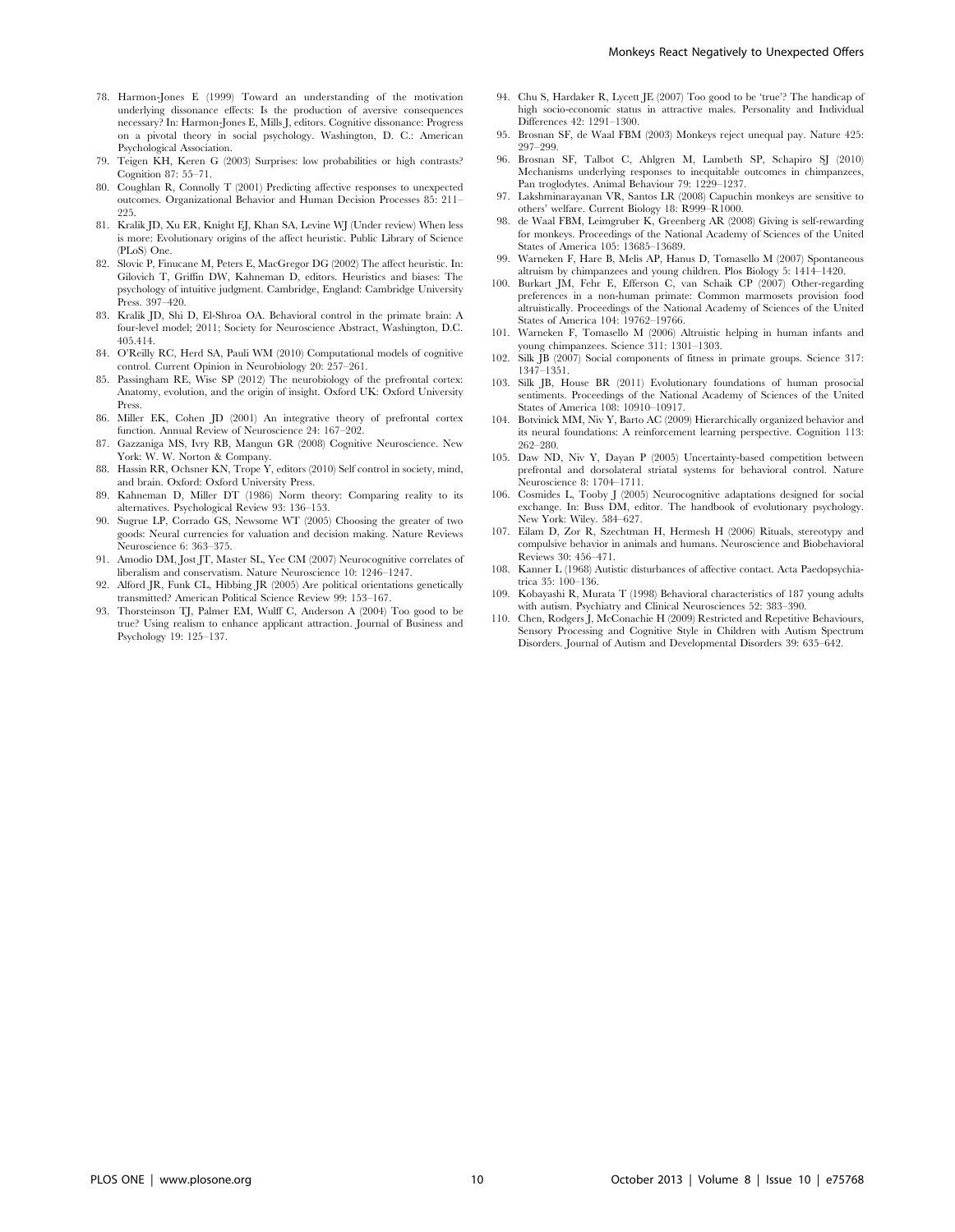78. Harmon-Jones E (1999) Toward an understanding of the motivation underlying dissonance effects: Is the production of aversive consequences necessary? In: Harmon-Jones E, Mills J, editors. Cognitive dissonance: Progress on a pivotal theory in social psychology. Washington, D. C.: American Psychological Association.
79. Teigen KH, Keren G (2003) Surprises: low probabilities or high contrasts? Cognition 87: 55–71.
80. Coughlan R, Connolly T (2001) Predicting affective responses to unexpected outcomes. Organizational Behavior and Human Decision Processes 85: 211–225.
81. Kralik JD, Xu ER, Knight EJ, Khan SA, Levine WJ (Under review) When less is more: Evolutionary origins of the affect heuristic. Public Library of Science (PLoS) One.
82. Slovic P, Finucane M, Peters E, MacGregor DG (2002) The affect heuristic. In: Gilovich T, Griffin DW, Kahneman D, editors. Heuristics and biases: The psychology of intuitive judgment. Cambridge, England: Cambridge University Press. 397–420.
83. Kralik JD, Shi D, El-Shroa OA. Behavioral control in the primate brain: A four-level model; 2011; Society for Neuroscience Abstract, Washington, D.C. 405.414.
84. O'Reilly RC, Herd SA, Pauli WM (2010) Computational models of cognitive control. Current Opinion in Neurobiology 20: 257–261.
85. Passingham RE, Wise SP (2012) The neurobiology of the prefrontal cortex: Anatomy, evolution, and the origin of insight. Oxford UK: Oxford University Press.
86. Miller EK, Cohen JD (2001) An integrative theory of prefrontal cortex function. Annual Review of Neuroscience 24: 167–202.
87. Gazzaniga MS, Ivry RB, Mangun GR (2008) Cognitive Neuroscience. New York: W. W. Norton & Company.
88. Hassin RR, Ochsner KN, Trope Y, editors (2010) Self control in society, mind, and brain. Oxford: Oxford University Press.
89. Kahneman D, Miller DT (1986) Norm theory: Comparing reality to its alternatives. Psychological Review 93: 136–153.
90. Sugrue LP, Corrado GS, Newsome WT (2005) Choosing the greater of two goods: Neural currencies for valuation and decision making. Nature Reviews Neuroscience 6: 363–375.
91. Amodio DM, Jost JT, Master SL, Yee CM (2007) Neurocognitive correlates of liberalism and conservatism. Nature Neuroscience 10: 1246–1247.
92. Alford JR, Funk CL, Hibbing JR (2005) Are political orientations genetically transmitted? American Political Science Review 99: 153–167.
93. Thorsteinson TJ, Palmer EM, Wulff C, Anderson A (2004) Too good to be true? Using realism to enhance applicant attraction. Journal of Business and Psychology 19: 125–137.
94. Chu S, Hardaker R, Lycett JE (2007) Too good to be 'true'? The handicap of high socio-economic status in attractive males. Personality and Individual Differences 42: 1291–1300.
95. Brosnan SF, de Waal FBM (2003) Monkeys reject unequal pay. Nature 425: 297–299.
96. Brosnan SF, Talbot C, Ahlgren M, Lambeth SP, Schapiro SJ (2010) Mechanisms underlying responses to inequitable outcomes in chimpanzees, Pan troglodytes. Animal Behaviour 79: 1229–1237.
97. Lakshminarayanan VR, Santos LR (2008) Capuchin monkeys are sensitive to others' welfare. Current Biology 18: R999–R1000.
98. de Waal FBM, Leimgruber K, Greenberg AR (2008) Giving is self-rewarding for monkeys. Proceedings of the National Academy of Sciences of the United States of America 105: 13685–13689.
99. Warneken F, Hare B, Melis AP, Hanus D, Tomasello M (2007) Spontaneous altruism by chimpanzees and young children. Plos Biology 5: 1414–1420.
100. Burkart JM, Fehr E, Efferson C, van Schaik CP (2007) Other-regarding preferences in a non-human primate: Common marmosets provision food altruistically. Proceedings of the National Academy of Sciences of the United States of America 104: 19762–19766.
101. Warneken F, Tomasello M (2006) Altruistic helping in human infants and young chimpanzees. Science 311: 1301–1303.
102. Silk JB (2007) Social components of fitness in primate groups. Science 317: 1347–1351.
103. Silk JB, House BR (2011) Evolutionary foundations of human prosocial sentiments. Proceedings of the National Academy of Sciences of the United States of America 108: 10910–10917.
104. Botvinick MM, Niv Y, Barto AC (2009) Hierarchically organized behavior and its neural foundations: A reinforcement learning perspective. Cognition 113: 262–280.
105. Daw ND, Niv Y, Dayan P (2005) Uncertainty-based competition between prefrontal and dorsolateral striatal systems for behavioral control. Nature Neuroscience 8: 1704–1711.
106. Cosmides L, Tooby J (2005) Neurocognitive adaptations designed for social exchange. In: Buss DM, editor. The handbook of evolutionary psychology. New York: Wiley. 584–627.
107. Eilam D, Zor R, Szechtman H, Hermesh H (2006) Rituals, stereotypy and compulsive behavior in animals and humans. Neuroscience and Biobehavioral Reviews 30: 456–471.
108. Kanner L (1968) Autistic disturbances of affective contact. Acta Paedopsychiatrica 35: 100–136.
109. Kobayashi R, Murata T (1998) Behavioral characteristics of 187 young adults with autism. Psychiatry and Clinical Neurosciences 52: 383–390.
110. Chen, Rodgers J, McConachie H (2009) Restricted and Repetitive Behaviours, Sensory Processing and Cognitive Style in Children with Autism Spectrum Disorders. Journal of Autism and Developmental Disorders 39: 635–642.